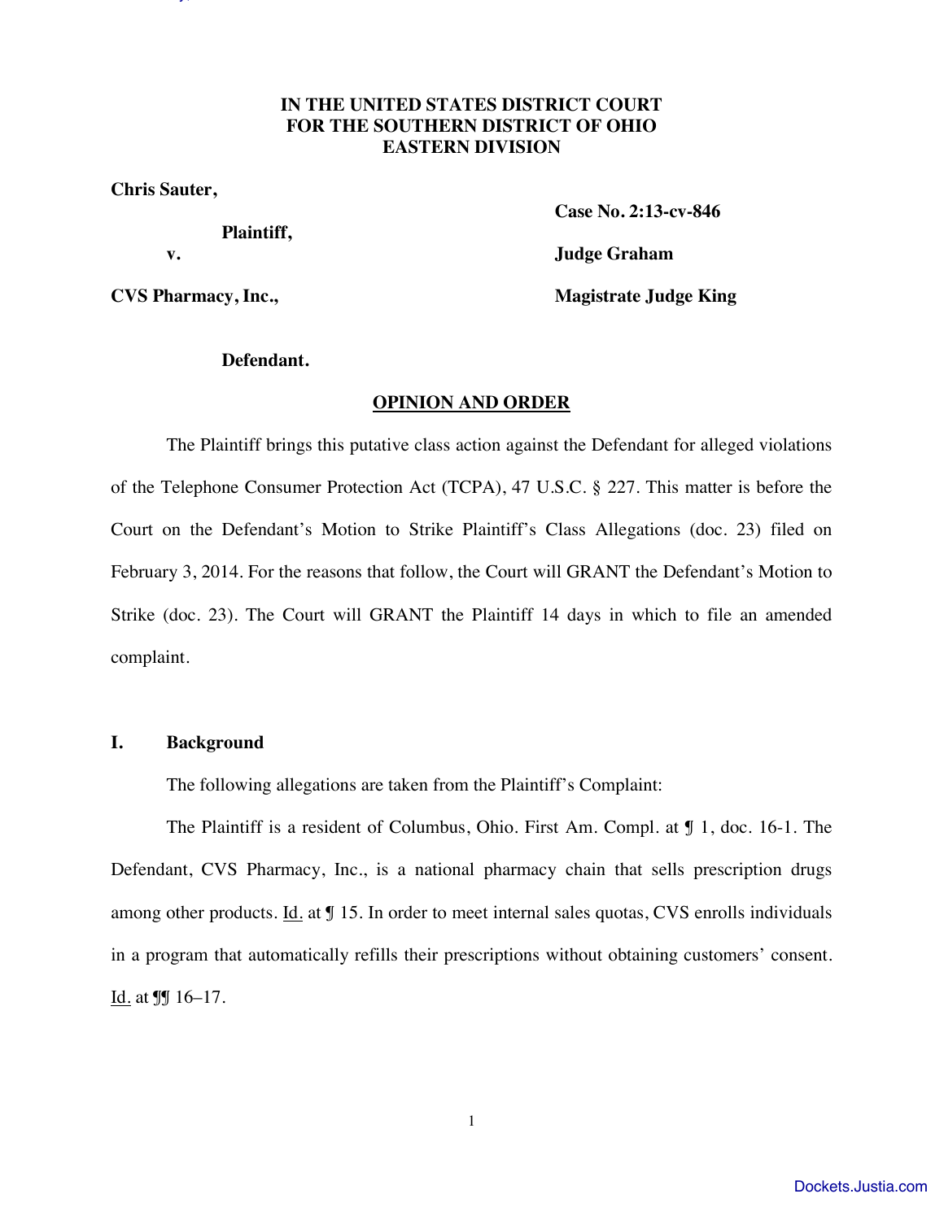**IN THE UNITED STATES DISTRICT COURT**
**FOR THE SOUTHERN DISTRICT OF OHIO**
**EASTERN DIVISION**

**Chris Sauter,**

**Plaintiff,**

**v.**

**CVS Pharmacy, Inc.,**

**Defendant.**

**Case No. 2:13-cv-846**

**Judge Graham**

**Magistrate Judge King**

## OPINION AND ORDER

The Plaintiff brings this putative class action against the Defendant for alleged violations of the Telephone Consumer Protection Act (TCPA), 47 U.S.C. § 227. This matter is before the Court on the Defendant's Motion to Strike Plaintiff's Class Allegations (doc. 23) filed on February 3, 2014. For the reasons that follow, the Court will GRANT the Defendant's Motion to Strike (doc. 23). The Court will GRANT the Plaintiff 14 days in which to file an amended complaint.

### I. Background

The following allegations are taken from the Plaintiff's Complaint:

The Plaintiff is a resident of Columbus, Ohio. First Am. Compl. at ¶ 1, doc. 16-1. The Defendant, CVS Pharmacy, Inc., is a national pharmacy chain that sells prescription drugs among other products. Id. at ¶ 15. In order to meet internal sales quotas, CVS enrolls individuals in a program that automatically refills their prescriptions without obtaining customers' consent. Id. at ¶¶ 16–17.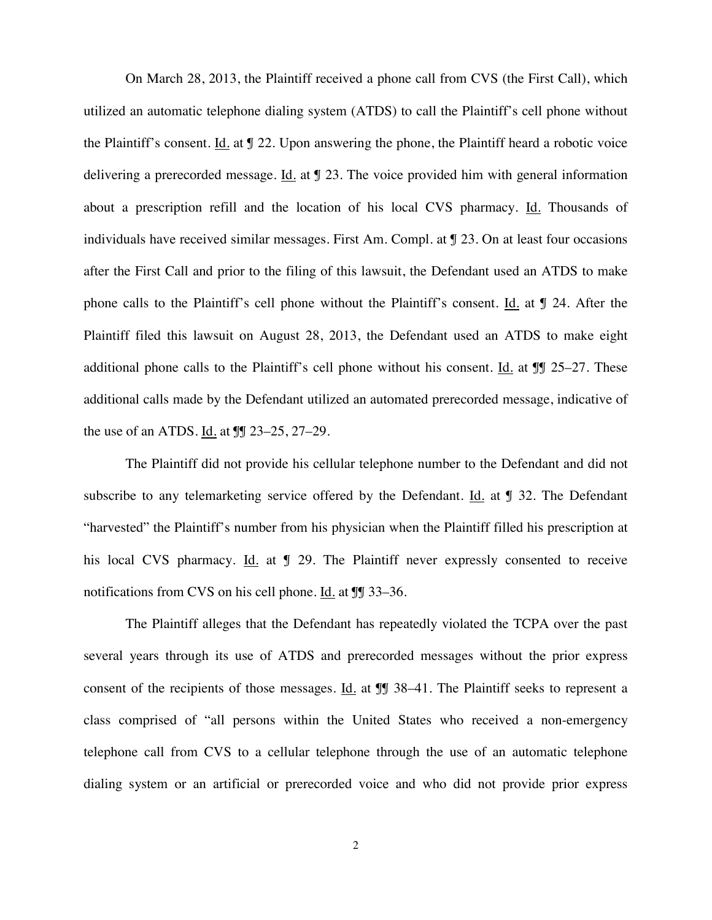On March 28, 2013, the Plaintiff received a phone call from CVS (the First Call), which utilized an automatic telephone dialing system (ATDS) to call the Plaintiff's cell phone without the Plaintiff's consent. Id. at ¶ 22. Upon answering the phone, the Plaintiff heard a robotic voice delivering a prerecorded message. Id. at ¶ 23. The voice provided him with general information about a prescription refill and the location of his local CVS pharmacy. Id. Thousands of individuals have received similar messages. First Am. Compl. at ¶ 23. On at least four occasions after the First Call and prior to the filing of this lawsuit, the Defendant used an ATDS to make phone calls to the Plaintiff's cell phone without the Plaintiff's consent. Id. at ¶ 24. After the Plaintiff filed this lawsuit on August 28, 2013, the Defendant used an ATDS to make eight additional phone calls to the Plaintiff's cell phone without his consent. Id. at ¶¶ 25–27. These additional calls made by the Defendant utilized an automated prerecorded message, indicative of the use of an ATDS. Id. at ¶¶ 23–25, 27–29.

The Plaintiff did not provide his cellular telephone number to the Defendant and did not subscribe to any telemarketing service offered by the Defendant. Id. at ¶ 32. The Defendant "harvested" the Plaintiff's number from his physician when the Plaintiff filled his prescription at his local CVS pharmacy. Id. at ¶ 29. The Plaintiff never expressly consented to receive notifications from CVS on his cell phone. Id. at ¶¶ 33–36.

The Plaintiff alleges that the Defendant has repeatedly violated the TCPA over the past several years through its use of ATDS and prerecorded messages without the prior express consent of the recipients of those messages. Id. at ¶¶ 38–41. The Plaintiff seeks to represent a class comprised of "all persons within the United States who received a non-emergency telephone call from CVS to a cellular telephone through the use of an automatic telephone dialing system or an artificial or prerecorded voice and who did not provide prior express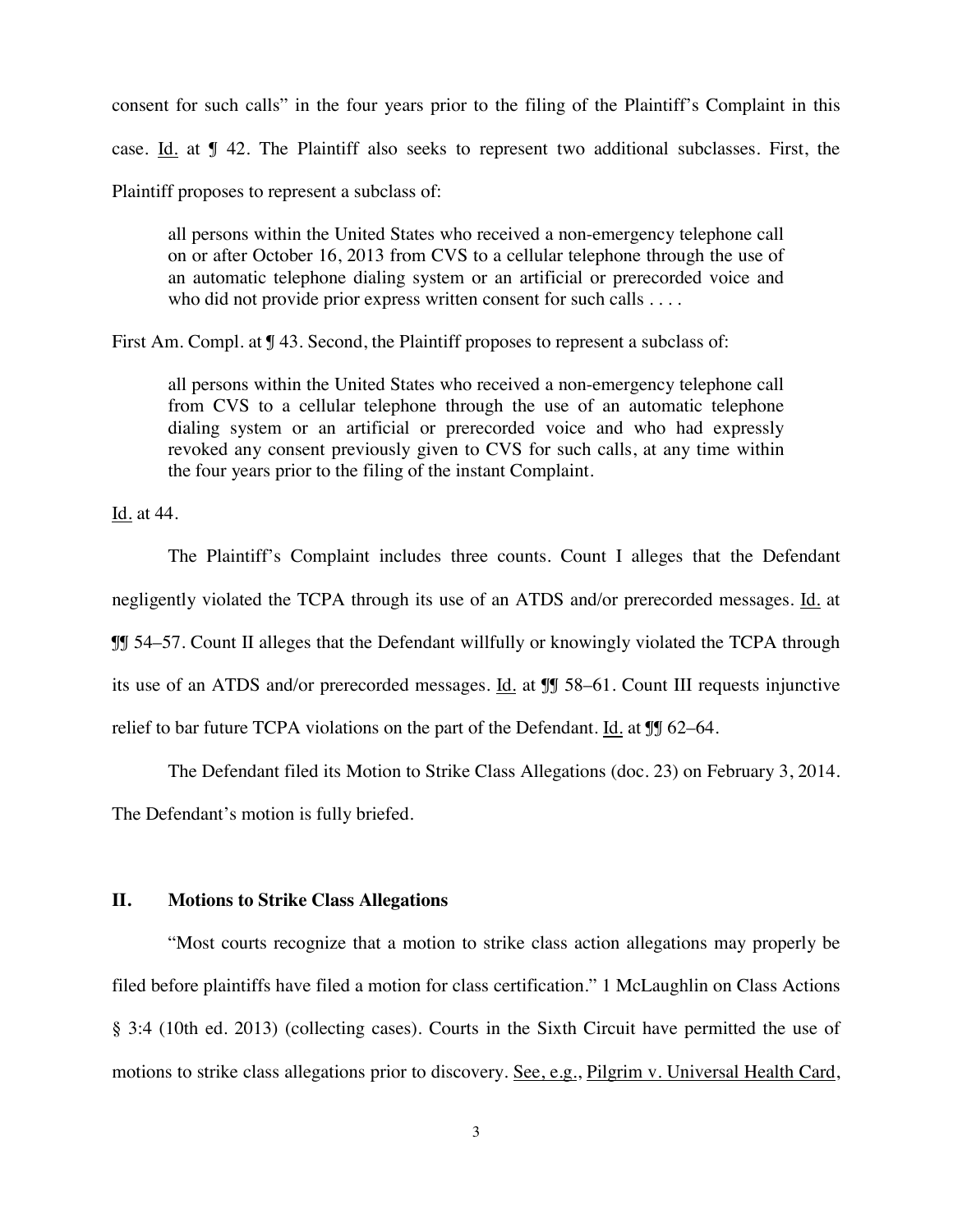consent for such calls" in the four years prior to the filing of the Plaintiff's Complaint in this case. Id. at ¶ 42. The Plaintiff also seeks to represent two additional subclasses. First, the Plaintiff proposes to represent a subclass of:

> all persons within the United States who received a non-emergency telephone call on or after October 16, 2013 from CVS to a cellular telephone through the use of an automatic telephone dialing system or an artificial or prerecorded voice and who did not provide prior express written consent for such calls . . . .

First Am. Compl. at ¶ 43. Second, the Plaintiff proposes to represent a subclass of:

> all persons within the United States who received a non-emergency telephone call from CVS to a cellular telephone through the use of an automatic telephone dialing system or an artificial or prerecorded voice and who had expressly revoked any consent previously given to CVS for such calls, at any time within the four years prior to the filing of the instant Complaint.

Id. at 44.

The Plaintiff's Complaint includes three counts. Count I alleges that the Defendant negligently violated the TCPA through its use of an ATDS and/or prerecorded messages. Id. at ¶¶ 54–57. Count II alleges that the Defendant willfully or knowingly violated the TCPA through its use of an ATDS and/or prerecorded messages. Id. at ¶¶ 58–61. Count III requests injunctive relief to bar future TCPA violations on the part of the Defendant. Id. at ¶¶ 62–64.

The Defendant filed its Motion to Strike Class Allegations (doc. 23) on February 3, 2014. The Defendant's motion is fully briefed.

## II. Motions to Strike Class Allegations

"Most courts recognize that a motion to strike class action allegations may properly be filed before plaintiffs have filed a motion for class certification." 1 McLaughlin on Class Actions § 3:4 (10th ed. 2013) (collecting cases). Courts in the Sixth Circuit have permitted the use of motions to strike class allegations prior to discovery. See, e.g., Pilgrim v. Universal Health Card,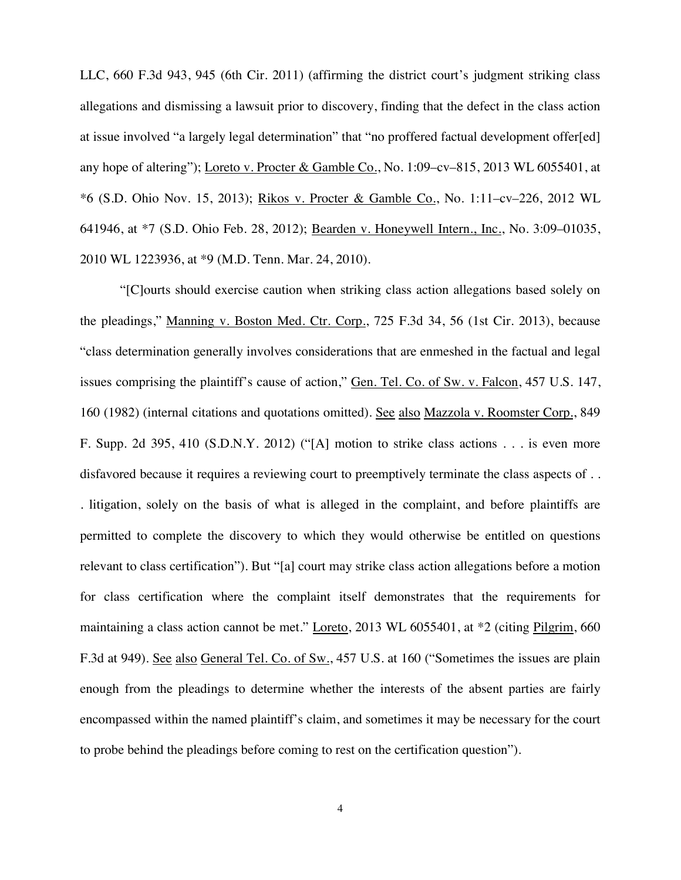LLC, 660 F.3d 943, 945 (6th Cir. 2011) (affirming the district court's judgment striking class allegations and dismissing a lawsuit prior to discovery, finding that the defect in the class action at issue involved "a largely legal determination" that "no proffered factual development offer[ed] any hope of altering"); Loreto v. Procter & Gamble Co., No. 1:09–cv–815, 2013 WL 6055401, at *6 (S.D. Ohio Nov. 15, 2013); Rikos v. Procter & Gamble Co., No. 1:11–cv–226, 2012 WL 641946, at *7 (S.D. Ohio Feb. 28, 2012); Bearden v. Honeywell Intern., Inc., No. 3:09–01035, 2010 WL 1223936, at *9 (M.D. Tenn. Mar. 24, 2010).

"[C]ourts should exercise caution when striking class action allegations based solely on the pleadings," Manning v. Boston Med. Ctr. Corp., 725 F.3d 34, 56 (1st Cir. 2013), because "class determination generally involves considerations that are enmeshed in the factual and legal issues comprising the plaintiff's cause of action," Gen. Tel. Co. of Sw. v. Falcon, 457 U.S. 147, 160 (1982) (internal citations and quotations omitted). See also Mazzola v. Roomster Corp., 849 F. Supp. 2d 395, 410 (S.D.N.Y. 2012) ("[A] motion to strike class actions . . . is even more disfavored because it requires a reviewing court to preemptively terminate the class aspects of . . . litigation, solely on the basis of what is alleged in the complaint, and before plaintiffs are permitted to complete the discovery to which they would otherwise be entitled on questions relevant to class certification"). But "[a] court may strike class action allegations before a motion for class certification where the complaint itself demonstrates that the requirements for maintaining a class action cannot be met." Loreto, 2013 WL 6055401, at *2 (citing Pilgrim, 660 F.3d at 949). See also General Tel. Co. of Sw., 457 U.S. at 160 ("Sometimes the issues are plain enough from the pleadings to determine whether the interests of the absent parties are fairly encompassed within the named plaintiff's claim, and sometimes it may be necessary for the court to probe behind the pleadings before coming to rest on the certification question").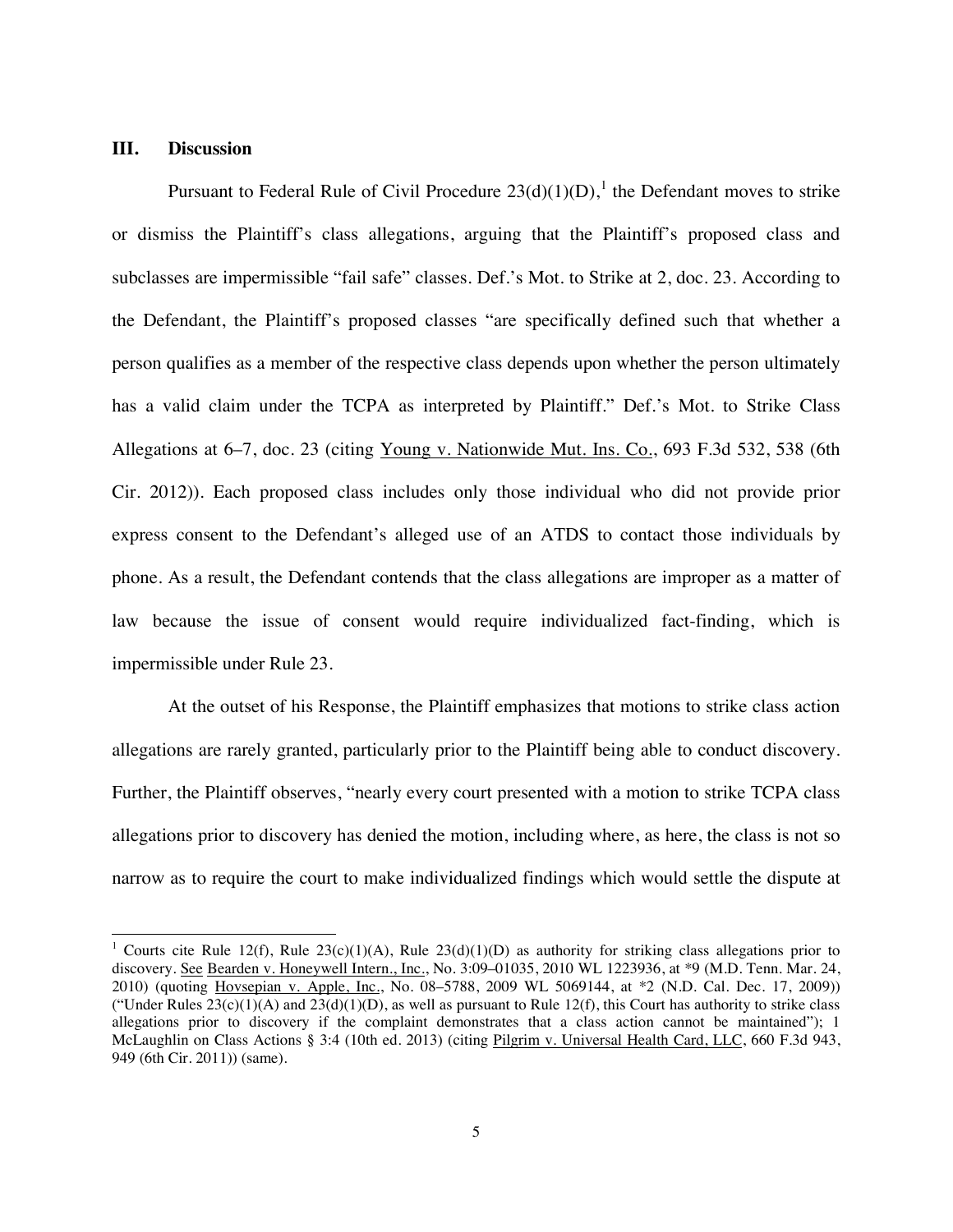### III. Discussion

Pursuant to Federal Rule of Civil Procedure 23(d)(1)(D),[1] the Defendant moves to strike or dismiss the Plaintiff's class allegations, arguing that the Plaintiff's proposed class and subclasses are impermissible "fail safe" classes. Def.'s Mot. to Strike at 2, doc. 23. According to the Defendant, the Plaintiff's proposed classes "are specifically defined such that whether a person qualifies as a member of the respective class depends upon whether the person ultimately has a valid claim under the TCPA as interpreted by Plaintiff." Def.'s Mot. to Strike Class Allegations at 6–7, doc. 23 (citing Young v. Nationwide Mut. Ins. Co., 693 F.3d 532, 538 (6th Cir. 2012)). Each proposed class includes only those individual who did not provide prior express consent to the Defendant's alleged use of an ATDS to contact those individuals by phone. As a result, the Defendant contends that the class allegations are improper as a matter of law because the issue of consent would require individualized fact-finding, which is impermissible under Rule 23.

At the outset of his Response, the Plaintiff emphasizes that motions to strike class action allegations are rarely granted, particularly prior to the Plaintiff being able to conduct discovery. Further, the Plaintiff observes, "nearly every court presented with a motion to strike TCPA class allegations prior to discovery has denied the motion, including where, as here, the class is not so narrow as to require the court to make individualized findings which would settle the dispute at

---

[1] Courts cite Rule 12(f), Rule 23(c)(1)(A), Rule 23(d)(1)(D) as authority for striking class allegations prior to discovery. See Bearden v. Honeywell Intern., Inc., No. 3:09–01035, 2010 WL 1223936, at *9 (M.D. Tenn. Mar. 24, 2010) (quoting Hovsepian v. Apple, Inc., No. 08–5788, 2009 WL 5069144, at *2 (N.D. Cal. Dec. 17, 2009)) ("Under Rules 23(c)(1)(A) and 23(d)(1)(D), as well as pursuant to Rule 12(f), this Court has authority to strike class allegations prior to discovery if the complaint demonstrates that a class action cannot be maintained"); 1 McLaughlin on Class Actions § 3:4 (10th ed. 2013) (citing Pilgrim v. Universal Health Card, LLC, 660 F.3d 943, 949 (6th Cir. 2011)) (same).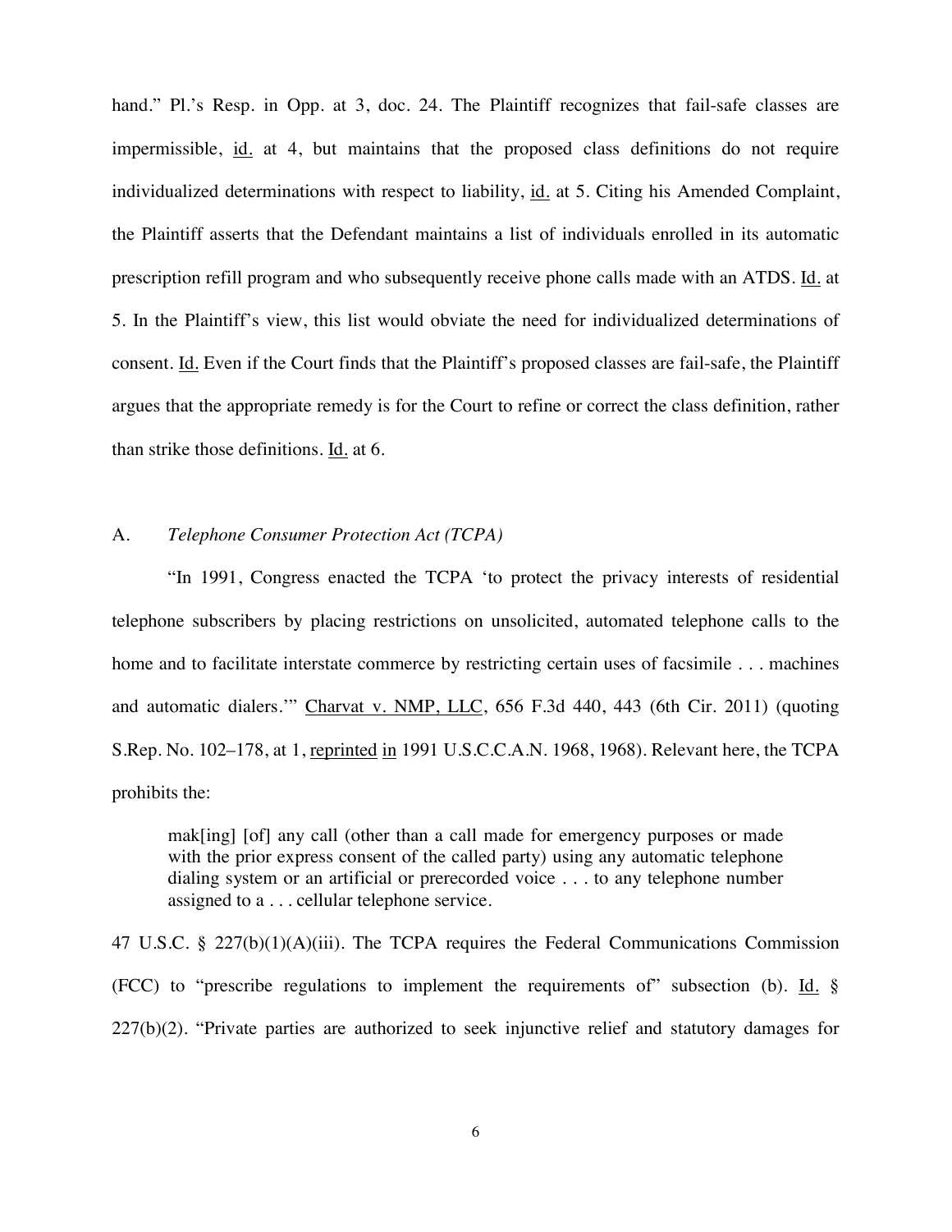hand." Pl.'s Resp. in Opp. at 3, doc. 24. The Plaintiff recognizes that fail-safe classes are impermissible, id. at 4, but maintains that the proposed class definitions do not require individualized determinations with respect to liability, id. at 5. Citing his Amended Complaint, the Plaintiff asserts that the Defendant maintains a list of individuals enrolled in its automatic prescription refill program and who subsequently receive phone calls made with an ATDS. Id. at 5. In the Plaintiff's view, this list would obviate the need for individualized determinations of consent. Id. Even if the Court finds that the Plaintiff's proposed classes are fail-safe, the Plaintiff argues that the appropriate remedy is for the Court to refine or correct the class definition, rather than strike those definitions. Id. at 6.

A. *Telephone Consumer Protection Act (TCPA)*

"In 1991, Congress enacted the TCPA 'to protect the privacy interests of residential telephone subscribers by placing restrictions on unsolicited, automated telephone calls to the home and to facilitate interstate commerce by restricting certain uses of facsimile . . . machines and automatic dialers.'" Charvat v. NMP, LLC, 656 F.3d 440, 443 (6th Cir. 2011) (quoting S.Rep. No. 102–178, at 1, reprinted in 1991 U.S.C.C.A.N. 1968, 1968). Relevant here, the TCPA prohibits the:

> mak[ing] [of] any call (other than a call made for emergency purposes or made with the prior express consent of the called party) using any automatic telephone dialing system or an artificial or prerecorded voice . . . to any telephone number assigned to a . . . cellular telephone service.

47 U.S.C. § 227(b)(1)(A)(iii). The TCPA requires the Federal Communications Commission (FCC) to "prescribe regulations to implement the requirements of" subsection (b). Id. § 227(b)(2). "Private parties are authorized to seek injunctive relief and statutory damages for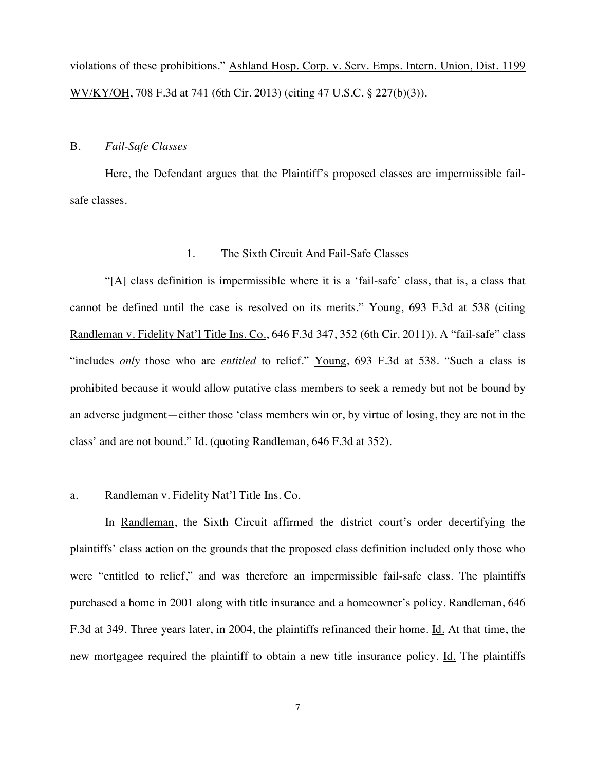violations of these prohibitions." Ashland Hosp. Corp. v. Serv. Emps. Intern. Union, Dist. 1199 WV/KY/OH, 708 F.3d at 741 (6th Cir. 2013) (citing 47 U.S.C. § 227(b)(3)).

## B. *Fail-Safe Classes*

Here, the Defendant argues that the Plaintiff's proposed classes are impermissible fail-safe classes.

### 1. The Sixth Circuit And Fail-Safe Classes

"[A] class definition is impermissible where it is a 'fail-safe' class, that is, a class that cannot be defined until the case is resolved on its merits." Young, 693 F.3d at 538 (citing Randleman v. Fidelity Nat'l Title Ins. Co., 646 F.3d 347, 352 (6th Cir. 2011)). A "fail-safe" class "includes *only* those who are *entitled* to relief." Young, 693 F.3d at 538. "Such a class is prohibited because it would allow putative class members to seek a remedy but not be bound by an adverse judgment—either those 'class members win or, by virtue of losing, they are not in the class' and are not bound." Id. (quoting Randleman, 646 F.3d at 352).

#### a. Randleman v. Fidelity Nat'l Title Ins. Co.

In Randleman, the Sixth Circuit affirmed the district court's order decertifying the plaintiffs' class action on the grounds that the proposed class definition included only those who were "entitled to relief," and was therefore an impermissible fail-safe class. The plaintiffs purchased a home in 2001 along with title insurance and a homeowner's policy. Randleman, 646 F.3d at 349. Three years later, in 2004, the plaintiffs refinanced their home. Id. At that time, the new mortgagee required the plaintiff to obtain a new title insurance policy. Id. The plaintiffs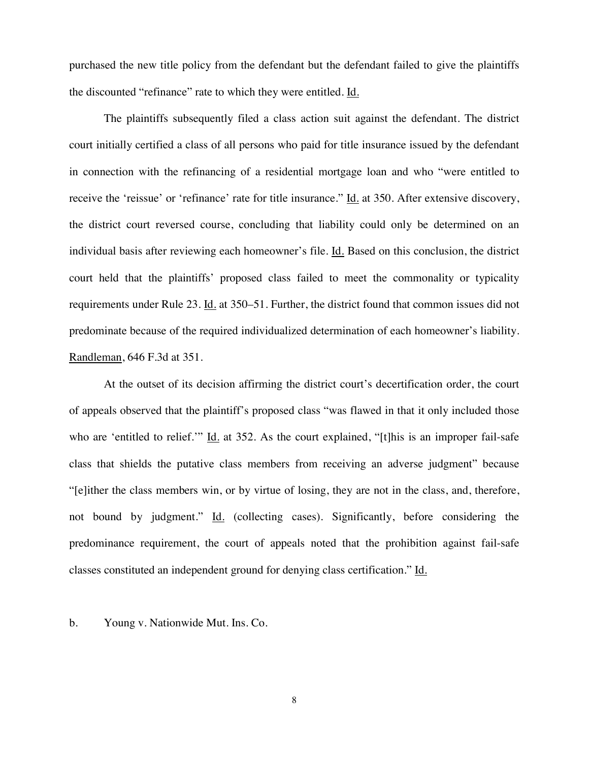purchased the new title policy from the defendant but the defendant failed to give the plaintiffs the discounted "refinance" rate to which they were entitled. Id.

The plaintiffs subsequently filed a class action suit against the defendant. The district court initially certified a class of all persons who paid for title insurance issued by the defendant in connection with the refinancing of a residential mortgage loan and who "were entitled to receive the 'reissue' or 'refinance' rate for title insurance." Id. at 350. After extensive discovery, the district court reversed course, concluding that liability could only be determined on an individual basis after reviewing each homeowner's file. Id. Based on this conclusion, the district court held that the plaintiffs' proposed class failed to meet the commonality or typicality requirements under Rule 23. Id. at 350–51. Further, the district found that common issues did not predominate because of the required individualized determination of each homeowner's liability. Randleman, 646 F.3d at 351.

At the outset of its decision affirming the district court's decertification order, the court of appeals observed that the plaintiff's proposed class "was flawed in that it only included those who are 'entitled to relief.'" Id. at 352. As the court explained, "[t]his is an improper fail-safe class that shields the putative class members from receiving an adverse judgment" because "[e]ither the class members win, or by virtue of losing, they are not in the class, and, therefore, not bound by judgment." Id. (collecting cases). Significantly, before considering the predominance requirement, the court of appeals noted that the prohibition against fail-safe classes constituted an independent ground for denying class certification." Id.

b. Young v. Nationwide Mut. Ins. Co.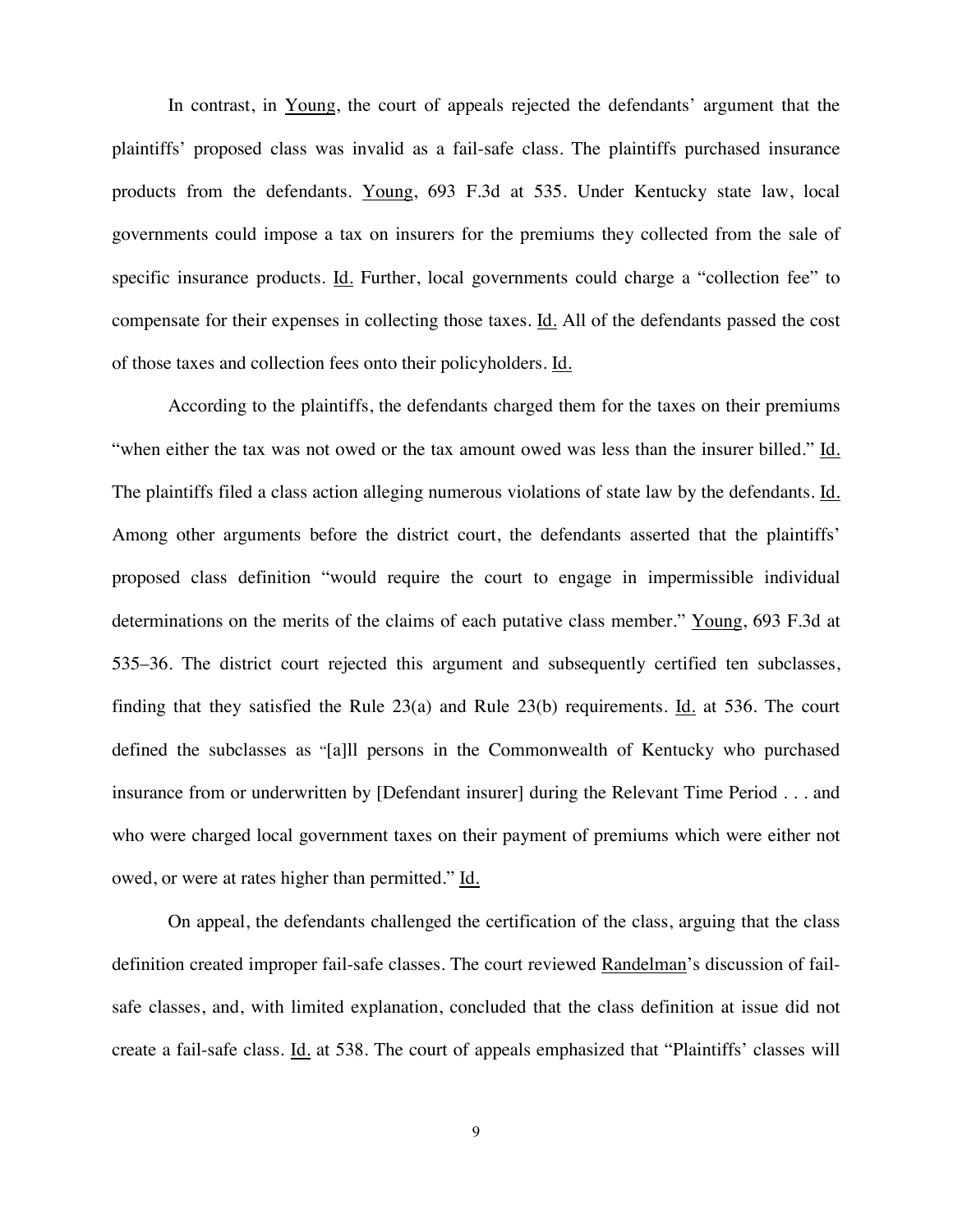In contrast, in Young, the court of appeals rejected the defendants' argument that the plaintiffs' proposed class was invalid as a fail-safe class. The plaintiffs purchased insurance products from the defendants. Young, 693 F.3d at 535. Under Kentucky state law, local governments could impose a tax on insurers for the premiums they collected from the sale of specific insurance products. Id. Further, local governments could charge a "collection fee" to compensate for their expenses in collecting those taxes. Id. All of the defendants passed the cost of those taxes and collection fees onto their policyholders. Id.

According to the plaintiffs, the defendants charged them for the taxes on their premiums "when either the tax was not owed or the tax amount owed was less than the insurer billed." Id. The plaintiffs filed a class action alleging numerous violations of state law by the defendants. Id. Among other arguments before the district court, the defendants asserted that the plaintiffs' proposed class definition "would require the court to engage in impermissible individual determinations on the merits of the claims of each putative class member." Young, 693 F.3d at 535–36. The district court rejected this argument and subsequently certified ten subclasses, finding that they satisfied the Rule 23(a) and Rule 23(b) requirements. Id. at 536. The court defined the subclasses as "[a]ll persons in the Commonwealth of Kentucky who purchased insurance from or underwritten by [Defendant insurer] during the Relevant Time Period . . . and who were charged local government taxes on their payment of premiums which were either not owed, or were at rates higher than permitted." Id.

On appeal, the defendants challenged the certification of the class, arguing that the class definition created improper fail-safe classes. The court reviewed Randelman's discussion of fail-safe classes, and, with limited explanation, concluded that the class definition at issue did not create a fail-safe class. Id. at 538. The court of appeals emphasized that "Plaintiffs' classes will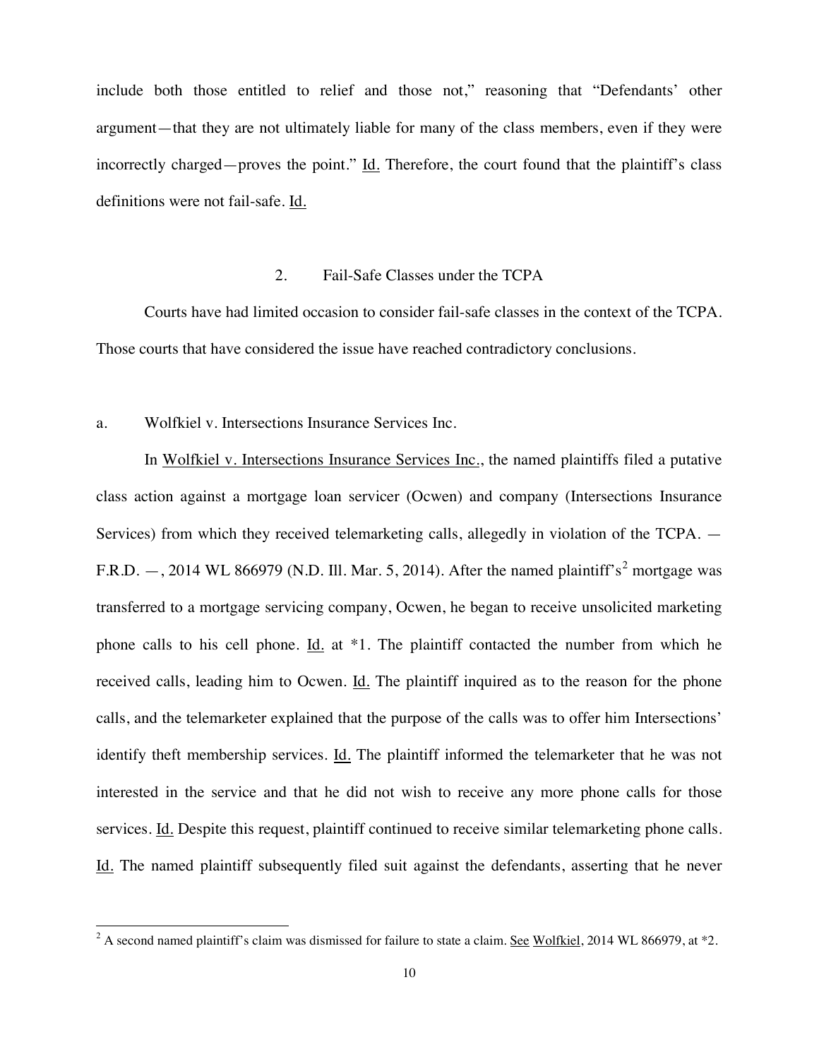include both those entitled to relief and those not," reasoning that "Defendants' other argument—that they are not ultimately liable for many of the class members, even if they were incorrectly charged—proves the point." Id. Therefore, the court found that the plaintiff's class definitions were not fail-safe. Id.

### 2. Fail-Safe Classes under the TCPA

Courts have had limited occasion to consider fail-safe classes in the context of the TCPA. Those courts that have considered the issue have reached contradictory conclusions.

#### a. Wolfkiel v. Intersections Insurance Services Inc.

In Wolfkiel v. Intersections Insurance Services Inc., the named plaintiffs filed a putative class action against a mortgage loan servicer (Ocwen) and company (Intersections Insurance Services) from which they received telemarketing calls, allegedly in violation of the TCPA. — F.R.D. —, 2014 WL 866979 (N.D. Ill. Mar. 5, 2014). After the named plaintiff's[2] mortgage was transferred to a mortgage servicing company, Ocwen, he began to receive unsolicited marketing phone calls to his cell phone. Id. at *1. The plaintiff contacted the number from which he received calls, leading him to Ocwen. Id. The plaintiff inquired as to the reason for the phone calls, and the telemarketer explained that the purpose of the calls was to offer him Intersections' identify theft membership services. Id. The plaintiff informed the telemarketer that he was not interested in the service and that he did not wish to receive any more phone calls for those services. Id. Despite this request, plaintiff continued to receive similar telemarketing phone calls. Id. The named plaintiff subsequently filed suit against the defendants, asserting that he never

[2] A second named plaintiff's claim was dismissed for failure to state a claim. See Wolfkiel, 2014 WL 866979, at *2.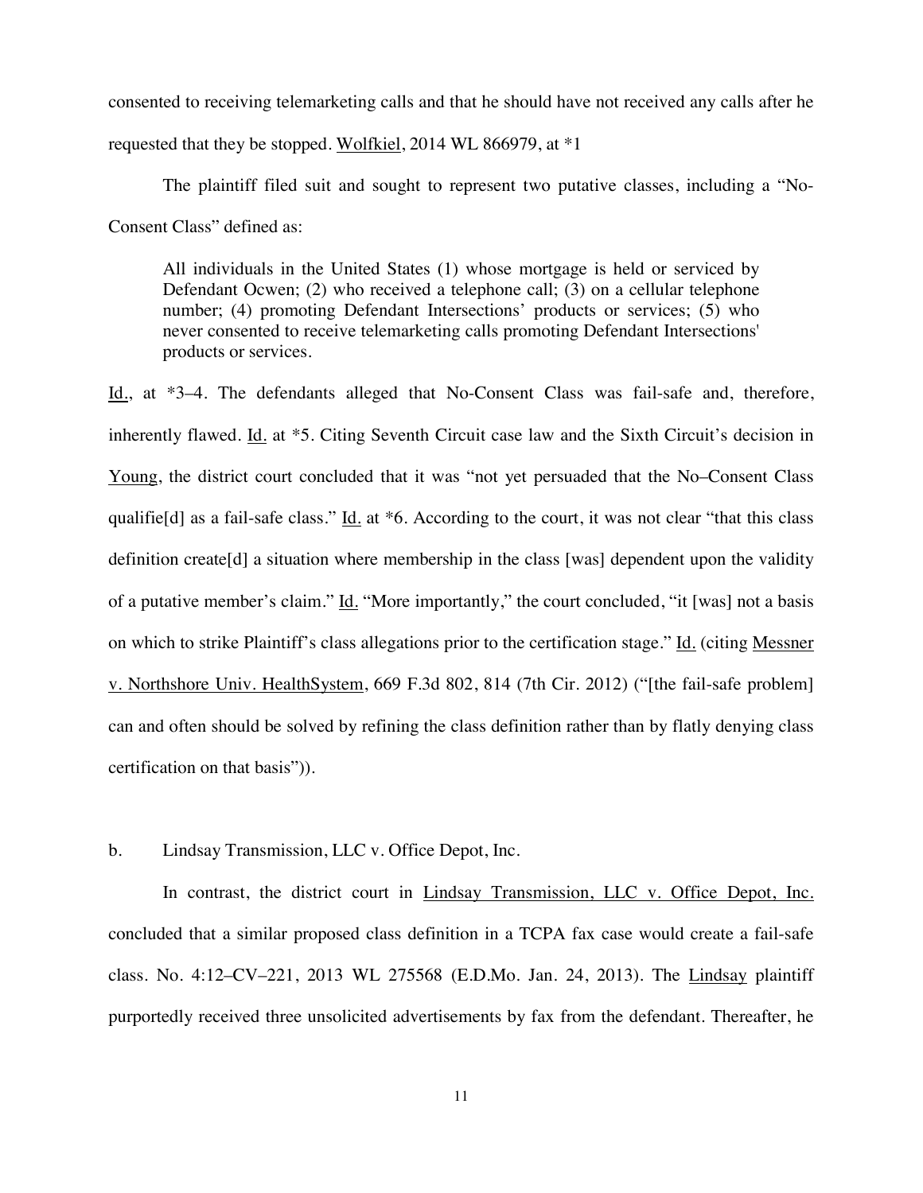consented to receiving telemarketing calls and that he should have not received any calls after he requested that they be stopped. Wolfkiel, 2014 WL 866979, at *1

The plaintiff filed suit and sought to represent two putative classes, including a "No-Consent Class" defined as:

> All individuals in the United States (1) whose mortgage is held or serviced by Defendant Ocwen; (2) who received a telephone call; (3) on a cellular telephone number; (4) promoting Defendant Intersections' products or services; (5) who never consented to receive telemarketing calls promoting Defendant Intersections' products or services.

Id., at *3–4. The defendants alleged that No-Consent Class was fail-safe and, therefore, inherently flawed. Id. at *5. Citing Seventh Circuit case law and the Sixth Circuit's decision in Young, the district court concluded that it was "not yet persuaded that the No–Consent Class qualifie[d] as a fail-safe class." Id. at *6. According to the court, it was not clear "that this class definition create[d] a situation where membership in the class [was] dependent upon the validity of a putative member's claim." Id. "More importantly," the court concluded, "it [was] not a basis on which to strike Plaintiff's class allegations prior to the certification stage." Id. (citing Messner v. Northshore Univ. HealthSystem, 669 F.3d 802, 814 (7th Cir. 2012) ("[the fail-safe problem] can and often should be solved by refining the class definition rather than by flatly denying class certification on that basis")).

b. Lindsay Transmission, LLC v. Office Depot, Inc.

In contrast, the district court in Lindsay Transmission, LLC v. Office Depot, Inc. concluded that a similar proposed class definition in a TCPA fax case would create a fail-safe class. No. 4:12–CV–221, 2013 WL 275568 (E.D.Mo. Jan. 24, 2013). The Lindsay plaintiff purportedly received three unsolicited advertisements by fax from the defendant. Thereafter, he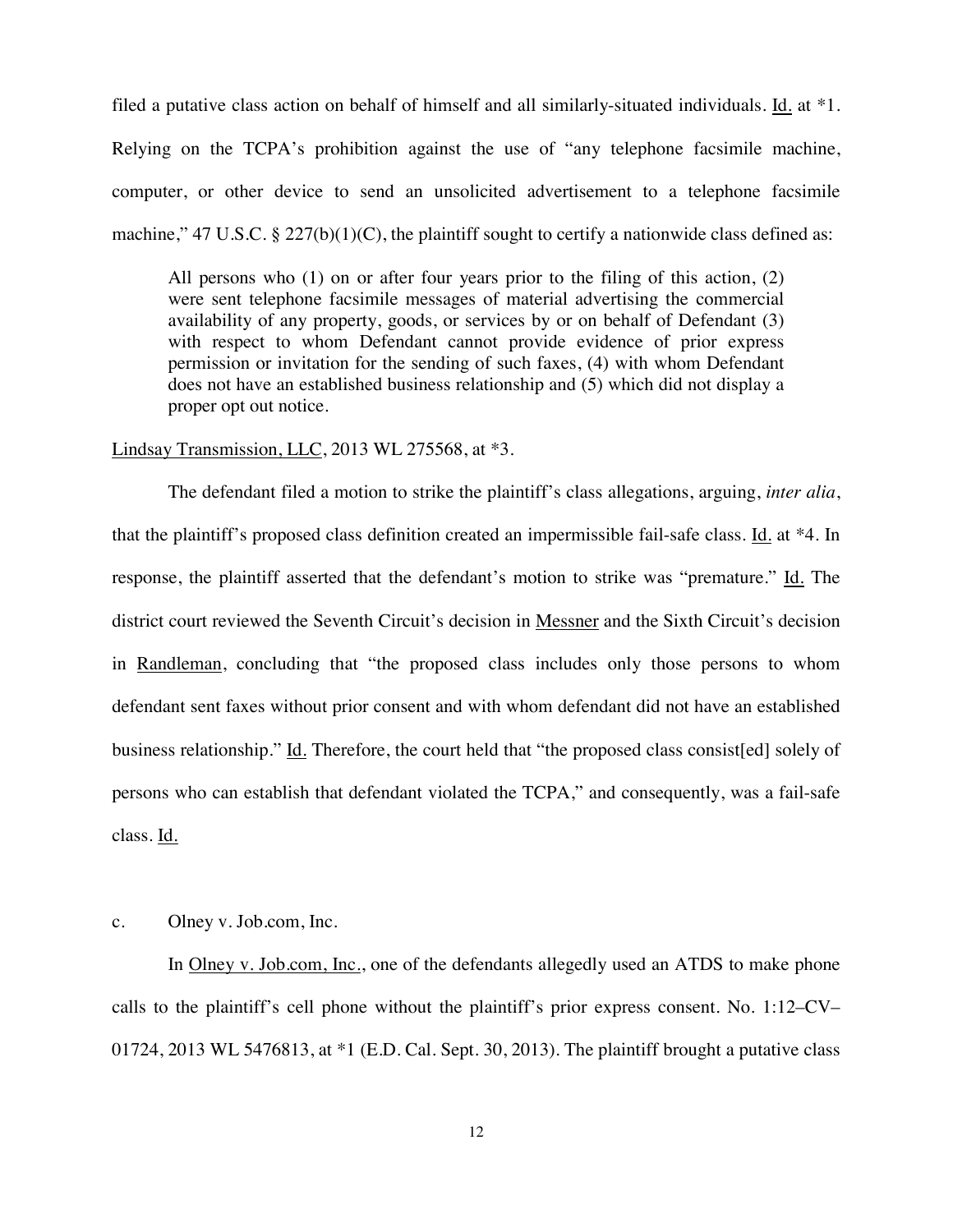filed a putative class action on behalf of himself and all similarly-situated individuals. Id. at *1. Relying on the TCPA's prohibition against the use of "any telephone facsimile machine, computer, or other device to send an unsolicited advertisement to a telephone facsimile machine," 47 U.S.C. § 227(b)(1)(C), the plaintiff sought to certify a nationwide class defined as:

> All persons who (1) on or after four years prior to the filing of this action, (2) were sent telephone facsimile messages of material advertising the commercial availability of any property, goods, or services by or on behalf of Defendant (3) with respect to whom Defendant cannot provide evidence of prior express permission or invitation for the sending of such faxes, (4) with whom Defendant does not have an established business relationship and (5) which did not display a proper opt out notice.

Lindsay Transmission, LLC, 2013 WL 275568, at *3.

The defendant filed a motion to strike the plaintiff's class allegations, arguing, *inter alia*, that the plaintiff's proposed class definition created an impermissible fail-safe class. Id. at *4. In response, the plaintiff asserted that the defendant's motion to strike was "premature." Id. The district court reviewed the Seventh Circuit's decision in Messner and the Sixth Circuit's decision in Randleman, concluding that "the proposed class includes only those persons to whom defendant sent faxes without prior consent and with whom defendant did not have an established business relationship." Id. Therefore, the court held that "the proposed class consist[ed] solely of persons who can establish that defendant violated the TCPA," and consequently, was a fail-safe class. Id.

c. Olney v. Job.com, Inc.

In Olney v. Job.com, Inc., one of the defendants allegedly used an ATDS to make phone calls to the plaintiff's cell phone without the plaintiff's prior express consent. No. 1:12–CV–01724, 2013 WL 5476813, at *1 (E.D. Cal. Sept. 30, 2013). The plaintiff brought a putative class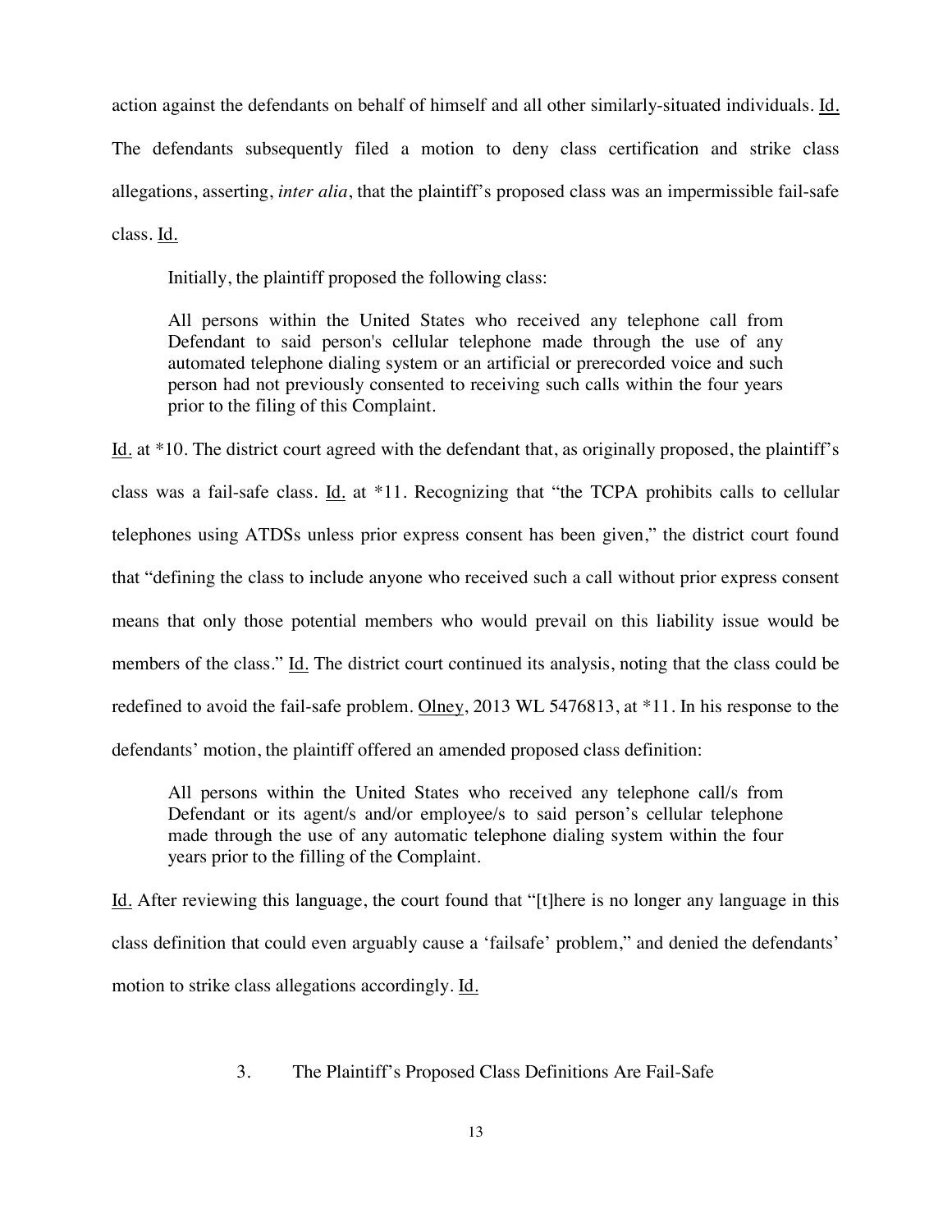action against the defendants on behalf of himself and all other similarly-situated individuals. Id. The defendants subsequently filed a motion to deny class certification and strike class allegations, asserting, *inter alia*, that the plaintiff's proposed class was an impermissible fail-safe class. Id.

Initially, the plaintiff proposed the following class:

> All persons within the United States who received any telephone call from Defendant to said person's cellular telephone made through the use of any automated telephone dialing system or an artificial or prerecorded voice and such person had not previously consented to receiving such calls within the four years prior to the filing of this Complaint.

Id. at *10. The district court agreed with the defendant that, as originally proposed, the plaintiff's class was a fail-safe class. Id. at *11. Recognizing that "the TCPA prohibits calls to cellular telephones using ATDSs unless prior express consent has been given," the district court found that "defining the class to include anyone who received such a call without prior express consent means that only those potential members who would prevail on this liability issue would be members of the class." Id. The district court continued its analysis, noting that the class could be redefined to avoid the fail-safe problem. Olney, 2013 WL 5476813, at *11. In his response to the defendants' motion, the plaintiff offered an amended proposed class definition:

> All persons within the United States who received any telephone call/s from Defendant or its agent/s and/or employee/s to said person's cellular telephone made through the use of any automatic telephone dialing system within the four years prior to the filling of the Complaint.

Id. After reviewing this language, the court found that "[t]here is no longer any language in this class definition that could even arguably cause a 'failsafe' problem," and denied the defendants' motion to strike class allegations accordingly. Id.

### 3. The Plaintiff's Proposed Class Definitions Are Fail-Safe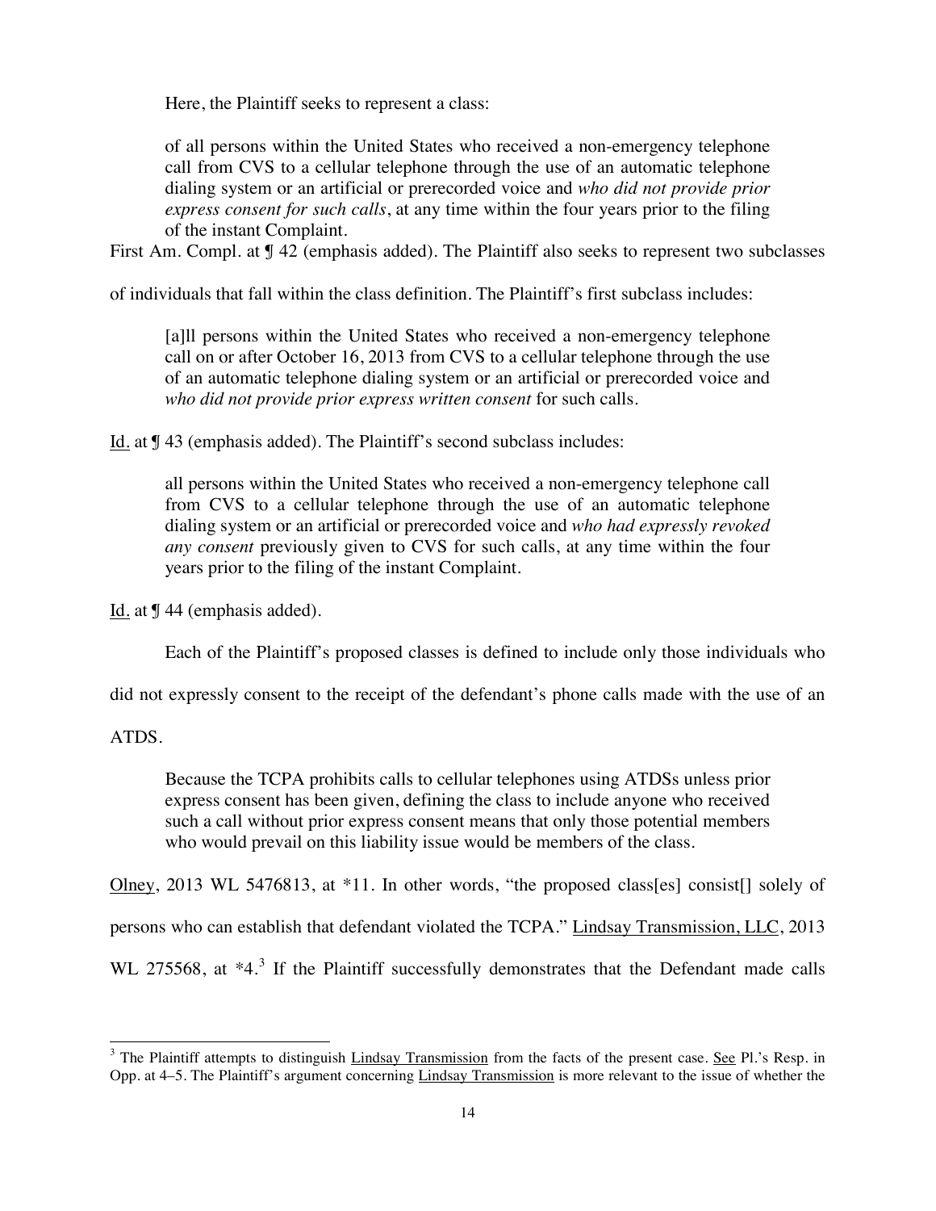Here, the Plaintiff seeks to represent a class:

> of all persons within the United States who received a non-emergency telephone call from CVS to a cellular telephone through the use of an automatic telephone dialing system or an artificial or prerecorded voice and *who did not provide prior express consent for such calls*, at any time within the four years prior to the filing of the instant Complaint.

First Am. Compl. at ¶ 42 (emphasis added). The Plaintiff also seeks to represent two subclasses of individuals that fall within the class definition. The Plaintiff's first subclass includes:

> [a]ll persons within the United States who received a non-emergency telephone call on or after October 16, 2013 from CVS to a cellular telephone through the use of an automatic telephone dialing system or an artificial or prerecorded voice and *who did not provide prior express written consent* for such calls.

Id. at ¶ 43 (emphasis added). The Plaintiff's second subclass includes:

> all persons within the United States who received a non-emergency telephone call from CVS to a cellular telephone through the use of an automatic telephone dialing system or an artificial or prerecorded voice and *who had expressly revoked any consent* previously given to CVS for such calls, at any time within the four years prior to the filing of the instant Complaint.

Id. at ¶ 44 (emphasis added).

Each of the Plaintiff's proposed classes is defined to include only those individuals who did not expressly consent to the receipt of the defendant's phone calls made with the use of an ATDS.

> Because the TCPA prohibits calls to cellular telephones using ATDSs unless prior express consent has been given, defining the class to include anyone who received such a call without prior express consent means that only those potential members who would prevail on this liability issue would be members of the class.

Olney, 2013 WL 5476813, at *11. In other words, "the proposed class[es] consist[] solely of persons who can establish that defendant violated the TCPA." Lindsay Transmission, LLC, 2013 WL 275568, at *4.[3] If the Plaintiff successfully demonstrates that the Defendant made calls

[3] The Plaintiff attempts to distinguish Lindsay Transmission from the facts of the present case. See Pl.'s Resp. in Opp. at 4–5. The Plaintiff's argument concerning Lindsay Transmission is more relevant to the issue of whether the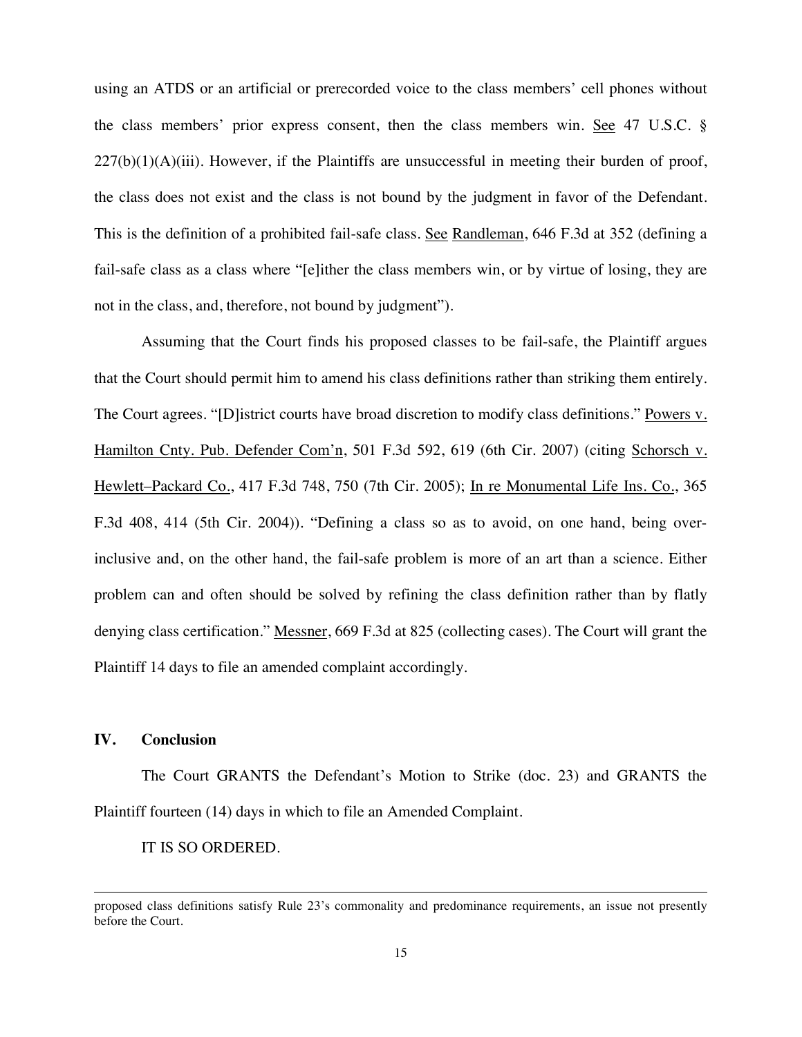using an ATDS or an artificial or prerecorded voice to the class members' cell phones without the class members' prior express consent, then the class members win. See 47 U.S.C. § 227(b)(1)(A)(iii). However, if the Plaintiffs are unsuccessful in meeting their burden of proof, the class does not exist and the class is not bound by the judgment in favor of the Defendant. This is the definition of a prohibited fail-safe class. See Randleman, 646 F.3d at 352 (defining a fail-safe class as a class where "[e]ither the class members win, or by virtue of losing, they are not in the class, and, therefore, not bound by judgment").

Assuming that the Court finds his proposed classes to be fail-safe, the Plaintiff argues that the Court should permit him to amend his class definitions rather than striking them entirely. The Court agrees. "[D]istrict courts have broad discretion to modify class definitions." Powers v. Hamilton Cnty. Pub. Defender Com'n, 501 F.3d 592, 619 (6th Cir. 2007) (citing Schorsch v. Hewlett–Packard Co., 417 F.3d 748, 750 (7th Cir. 2005); In re Monumental Life Ins. Co., 365 F.3d 408, 414 (5th Cir. 2004)). "Defining a class so as to avoid, on one hand, being over-inclusive and, on the other hand, the fail-safe problem is more of an art than a science. Either problem can and often should be solved by refining the class definition rather than by flatly denying class certification." Messner, 669 F.3d at 825 (collecting cases). The Court will grant the Plaintiff 14 days to file an amended complaint accordingly.

## IV. Conclusion

The Court GRANTS the Defendant's Motion to Strike (doc. 23) and GRANTS the Plaintiff fourteen (14) days in which to file an Amended Complaint.

IT IS SO ORDERED.

---

proposed class definitions satisfy Rule 23's commonality and predominance requirements, an issue not presently before the Court.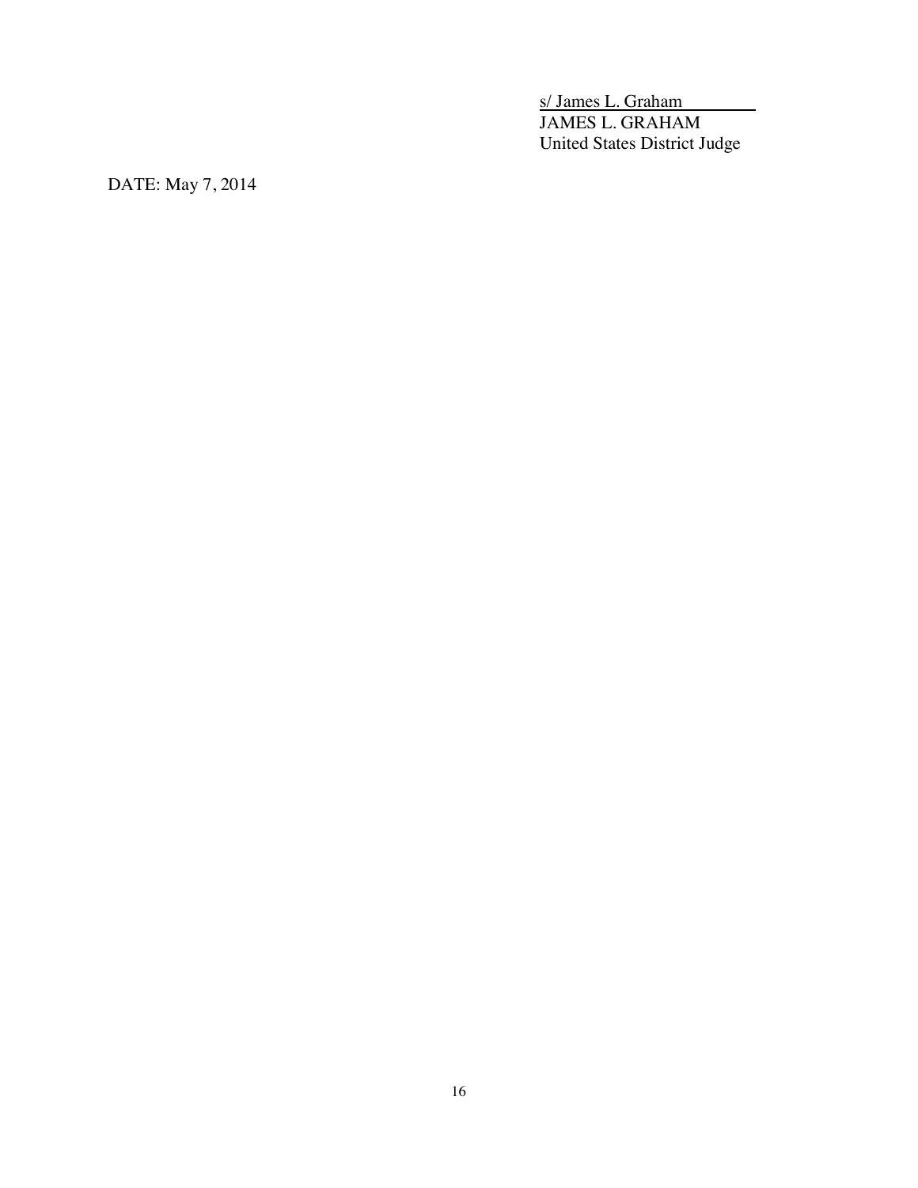s/ James L. Graham

JAMES L. GRAHAM
United States District Judge

DATE: May 7, 2014